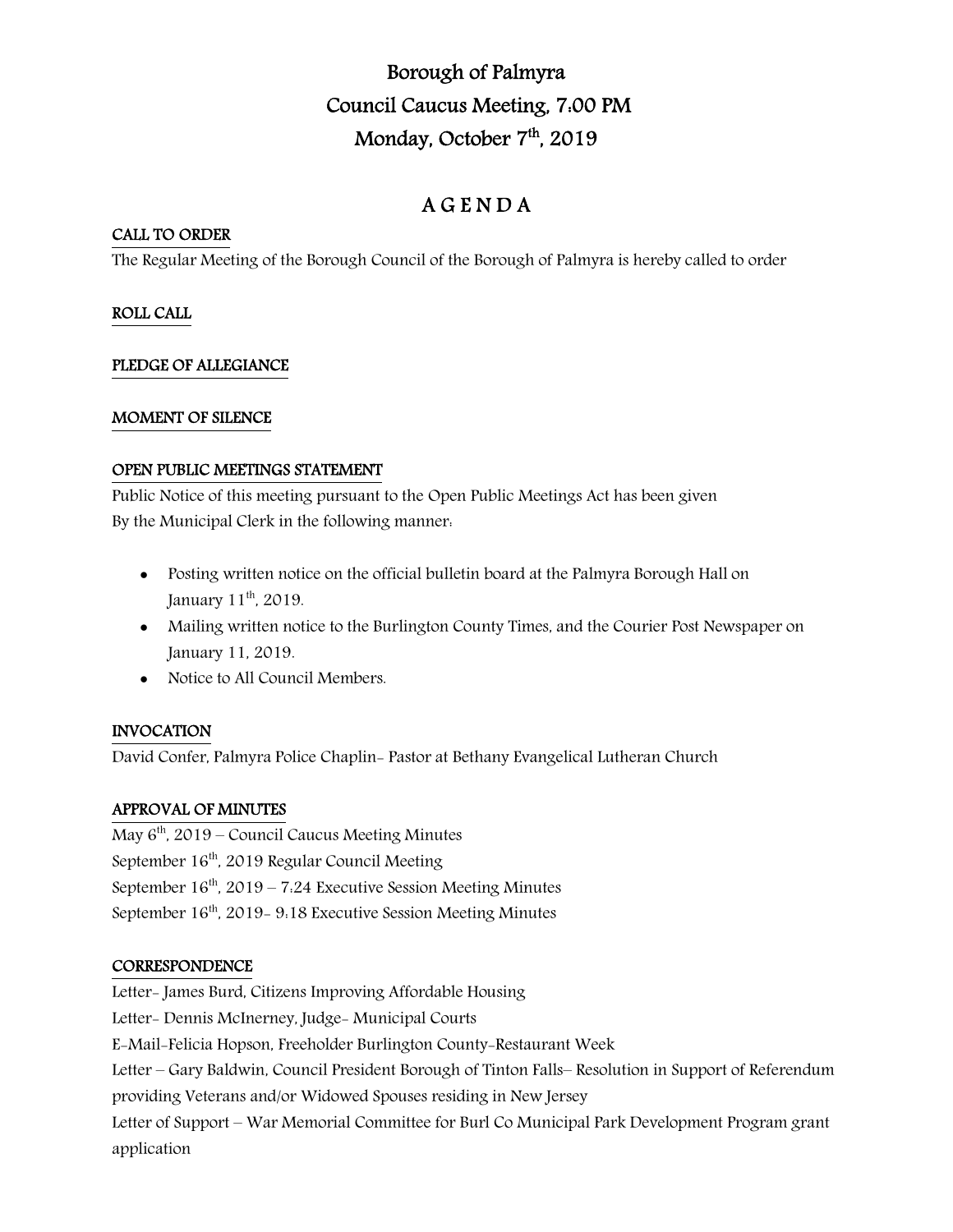# Borough of Palmyra
## Council Caucus Meeting, 7:00 PM
## Monday, October 7th, 2019

## A G E N D A

**CALL TO ORDER**

The Regular Meeting of the Borough Council of the Borough of Palmyra is hereby called to order

**ROLL CALL**

**PLEDGE OF ALLEGIANCE**

**MOMENT OF SILENCE**

**OPEN PUBLIC MEETINGS STATEMENT**

Public Notice of this meeting pursuant to the Open Public Meetings Act has been given By the Municipal Clerk in the following manner:

- Posting written notice on the official bulletin board at the Palmyra Borough Hall on January 11th, 2019.
- Mailing written notice to the Burlington County Times, and the Courier Post Newspaper on January 11, 2019.
- Notice to All Council Members.

**INVOCATION**

David Confer, Palmyra Police Chaplin- Pastor at Bethany Evangelical Lutheran Church

**APPROVAL OF MINUTES**

May 6th, 2019 – Council Caucus Meeting Minutes
September 16th, 2019 Regular Council Meeting
September 16th, 2019 – 7:24 Executive Session Meeting Minutes
September 16th, 2019- 9:18 Executive Session Meeting Minutes

**CORRESPONDENCE**

Letter- James Burd, Citizens Improving Affordable Housing
Letter- Dennis McInerney, Judge- Municipal Courts
E-Mail-Felicia Hopson, Freeholder Burlington County-Restaurant Week
Letter – Gary Baldwin, Council President Borough of Tinton Falls– Resolution in Support of Referendum providing Veterans and/or Widowed Spouses residing in New Jersey
Letter of Support – War Memorial Committee for Burl Co Municipal Park Development Program grant application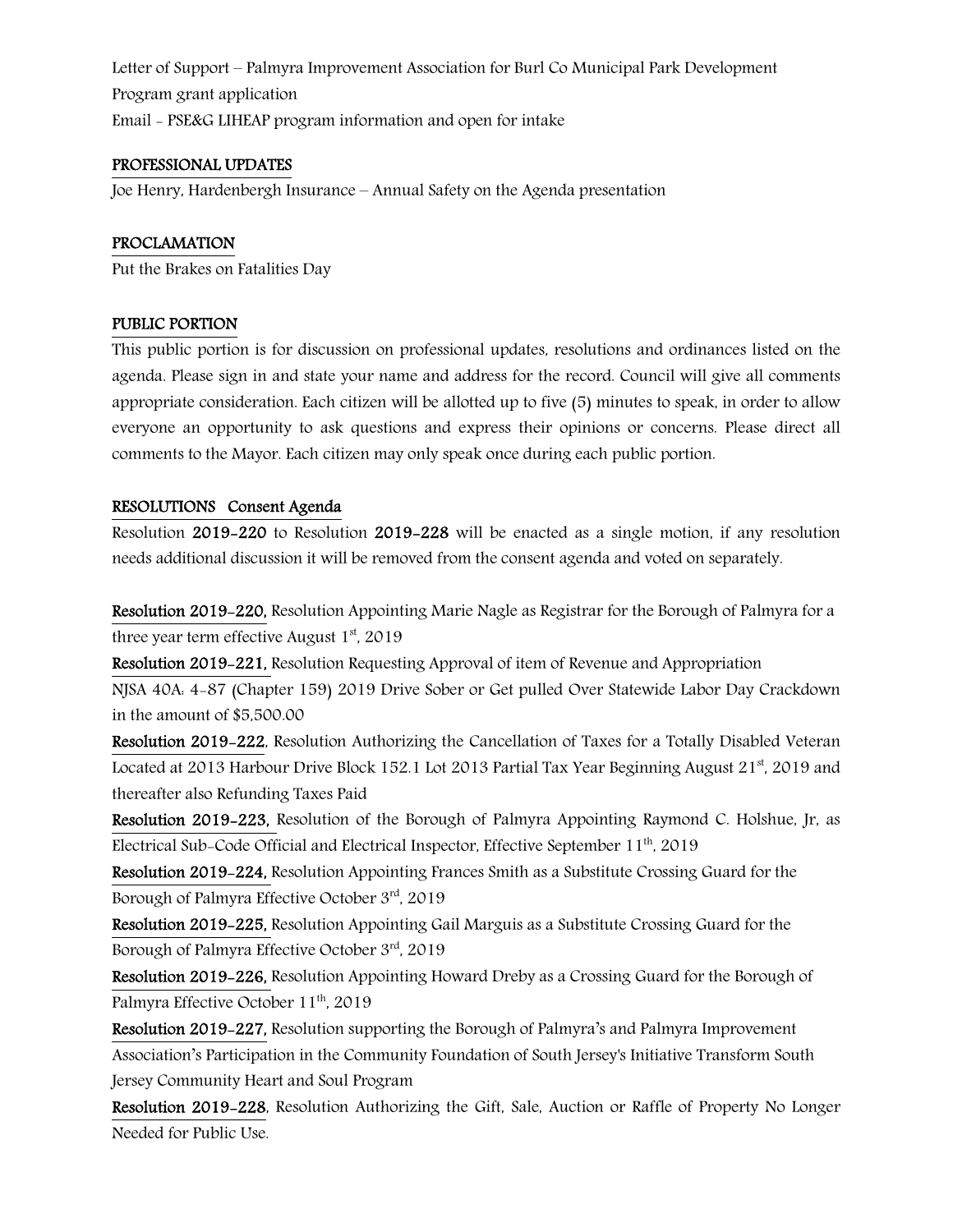Letter of Support – Palmyra Improvement Association for Burl Co Municipal Park Development Program grant application

Email - PSE&G LIHEAP program information and open for intake

## PROFESSIONAL UPDATES

Joe Henry, Hardenbergh Insurance – Annual Safety on the Agenda presentation

## PROCLAMATION

Put the Brakes on Fatalities Day

## PUBLIC PORTION

This public portion is for discussion on professional updates, resolutions and ordinances listed on the agenda. Please sign in and state your name and address for the record. Council will give all comments appropriate consideration. Each citizen will be allotted up to five (5) minutes to speak, in order to allow everyone an opportunity to ask questions and express their opinions or concerns. Please direct all comments to the Mayor. Each citizen may only speak once during each public portion.

## RESOLUTIONS Consent Agenda

Resolution **2019-220** to Resolution **2019-228** will be enacted as a single motion, if any resolution needs additional discussion it will be removed from the consent agenda and voted on separately.

**Resolution 2019-220,** Resolution Appointing Marie Nagle as Registrar for the Borough of Palmyra for a three year term effective August 1st, 2019

**Resolution 2019-221,** Resolution Requesting Approval of item of Revenue and Appropriation NJSA 40A: 4-87 (Chapter 159) 2019 Drive Sober or Get pulled Over Statewide Labor Day Crackdown in the amount of $5,500.00

**Resolution 2019-222**, Resolution Authorizing the Cancellation of Taxes for a Totally Disabled Veteran Located at 2013 Harbour Drive Block 152.1 Lot 2013 Partial Tax Year Beginning August 21st, 2019 and thereafter also Refunding Taxes Paid

**Resolution 2019-223,** Resolution of the Borough of Palmyra Appointing Raymond C. Holshue, Jr, as Electrical Sub-Code Official and Electrical Inspector, Effective September 11th, 2019

**Resolution 2019-224,** Resolution Appointing Frances Smith as a Substitute Crossing Guard for the Borough of Palmyra Effective October 3rd, 2019

**Resolution 2019-225,** Resolution Appointing Gail Marguis as a Substitute Crossing Guard for the Borough of Palmyra Effective October 3rd, 2019

**Resolution 2019-226,** Resolution Appointing Howard Dreby as a Crossing Guard for the Borough of Palmyra Effective October 11th, 2019

**Resolution 2019-227,** Resolution supporting the Borough of Palmyra's and Palmyra Improvement Association's Participation in the Community Foundation of South Jersey's Initiative Transform South Jersey Community Heart and Soul Program

**Resolution 2019-228**, Resolution Authorizing the Gift, Sale, Auction or Raffle of Property No Longer Needed for Public Use.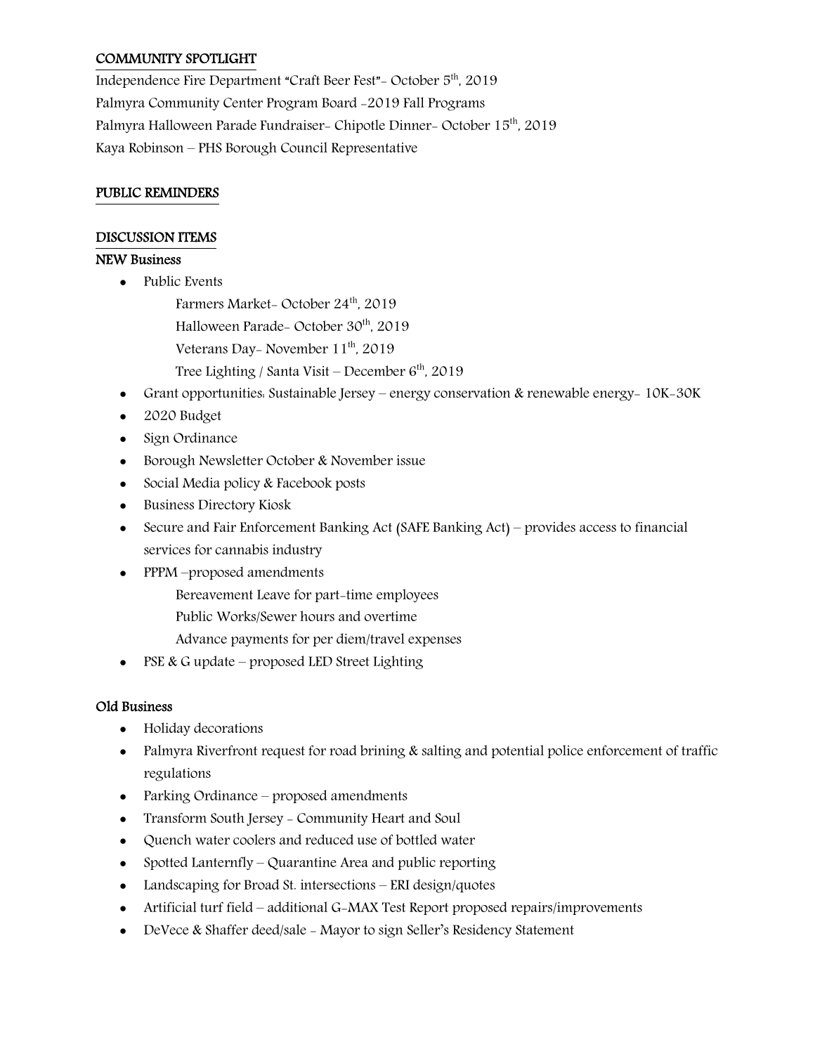## COMMUNITY SPOTLIGHT

Independence Fire Department "Craft Beer Fest"- October 5th, 2019
Palmyra Community Center Program Board -2019 Fall Programs
Palmyra Halloween Parade Fundraiser- Chipotle Dinner- October 15th, 2019
Kaya Robinson – PHS Borough Council Representative

## PUBLIC REMINDERS

## DISCUSSION ITEMS

### NEW Business

- Public Events
  - Farmers Market- October 24th, 2019
  - Halloween Parade- October 30th, 2019
  - Veterans Day- November 11th, 2019
  - Tree Lighting / Santa Visit – December 6th, 2019
- Grant opportunities: Sustainable Jersey – energy conservation & renewable energy- 10K-30K
- 2020 Budget
- Sign Ordinance
- Borough Newsletter October & November issue
- Social Media policy & Facebook posts
- Business Directory Kiosk
- Secure and Fair Enforcement Banking Act (SAFE Banking Act) – provides access to financial services for cannabis industry
- PPPM –proposed amendments
  - Bereavement Leave for part-time employees
  - Public Works/Sewer hours and overtime
  - Advance payments for per diem/travel expenses
- PSE & G update – proposed LED Street Lighting

### Old Business

- Holiday decorations
- Palmyra Riverfront request for road brining & salting and potential police enforcement of traffic regulations
- Parking Ordinance – proposed amendments
- Transform South Jersey - Community Heart and Soul
- Quench water coolers and reduced use of bottled water
- Spotted Lanternfly – Quarantine Area and public reporting
- Landscaping for Broad St. intersections – ERI design/quotes
- Artificial turf field – additional G-MAX Test Report proposed repairs/improvements
- DeVece & Shaffer deed/sale - Mayor to sign Seller's Residency Statement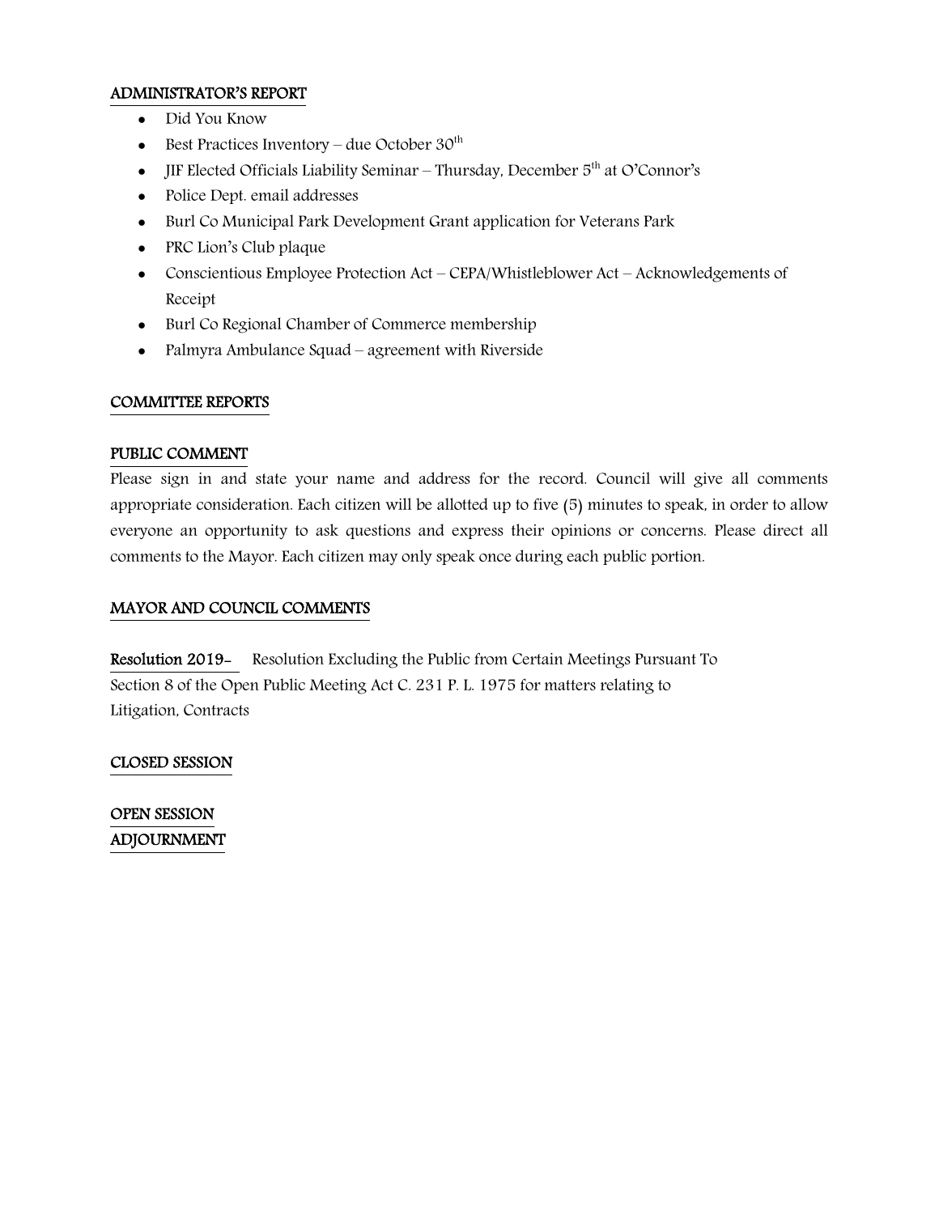## ADMINISTRATOR'S REPORT

- Did You Know
- Best Practices Inventory – due October 30th
- JIF Elected Officials Liability Seminar – Thursday, December 5th at O'Connor's
- Police Dept. email addresses
- Burl Co Municipal Park Development Grant application for Veterans Park
- PRC Lion's Club plaque
- Conscientious Employee Protection Act – CEPA/Whistleblower Act – Acknowledgements of Receipt
- Burl Co Regional Chamber of Commerce membership
- Palmyra Ambulance Squad – agreement with Riverside

## COMMITTEE REPORTS

## PUBLIC COMMENT

Please sign in and state your name and address for the record. Council will give all comments appropriate consideration. Each citizen will be allotted up to five (5) minutes to speak, in order to allow everyone an opportunity to ask questions and express their opinions or concerns. Please direct all comments to the Mayor. Each citizen may only speak once during each public portion.

## MAYOR AND COUNCIL COMMENTS

**Resolution 2019-** Resolution Excluding the Public from Certain Meetings Pursuant To Section 8 of the Open Public Meeting Act C. 231 P. L. 1975 for matters relating to Litigation, Contracts

## CLOSED SESSION

## OPEN SESSION

## ADJOURNMENT